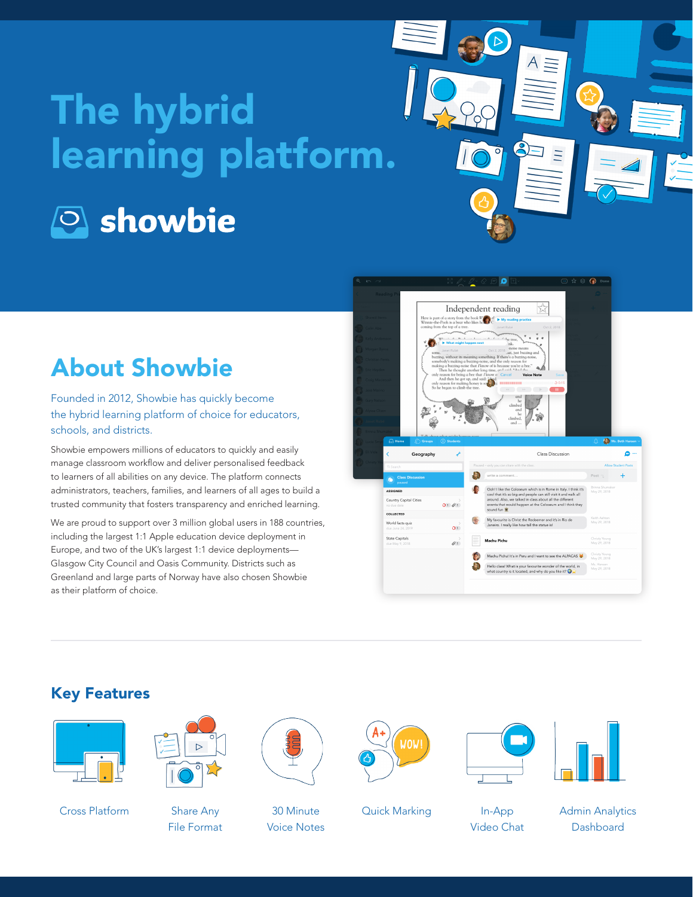# The hybrid learning platform.

showbie

## About Showbie

Founded in 2012, Showbie has quickly become the hybrid learning platform of choice for educators, schools, and districts.

Showbie empowers millions of educators to quickly and easily manage classroom workflow and deliver personalised feedback to learners of all abilities on any device. The platform connects administrators, teachers, families, and learners of all ages to build a trusted community that fosters transparency and enriched learning.

We are proud to support over 3 million global users in 188 countries, including the largest 1:1 Apple education device deployment in Europe, and two of the UK's largest 1:1 device deployments—Glasgow City Council and Oasis Community. Districts such as Greenland and large parts of Norway have also chosen Showbie as their platform of choice.

## Key Features

- Cross Platform
- Share Any File Format
- 30 Minute Voice Notes
- Quick Marking
- In-App Video Chat
- Admin Analytics Dashboard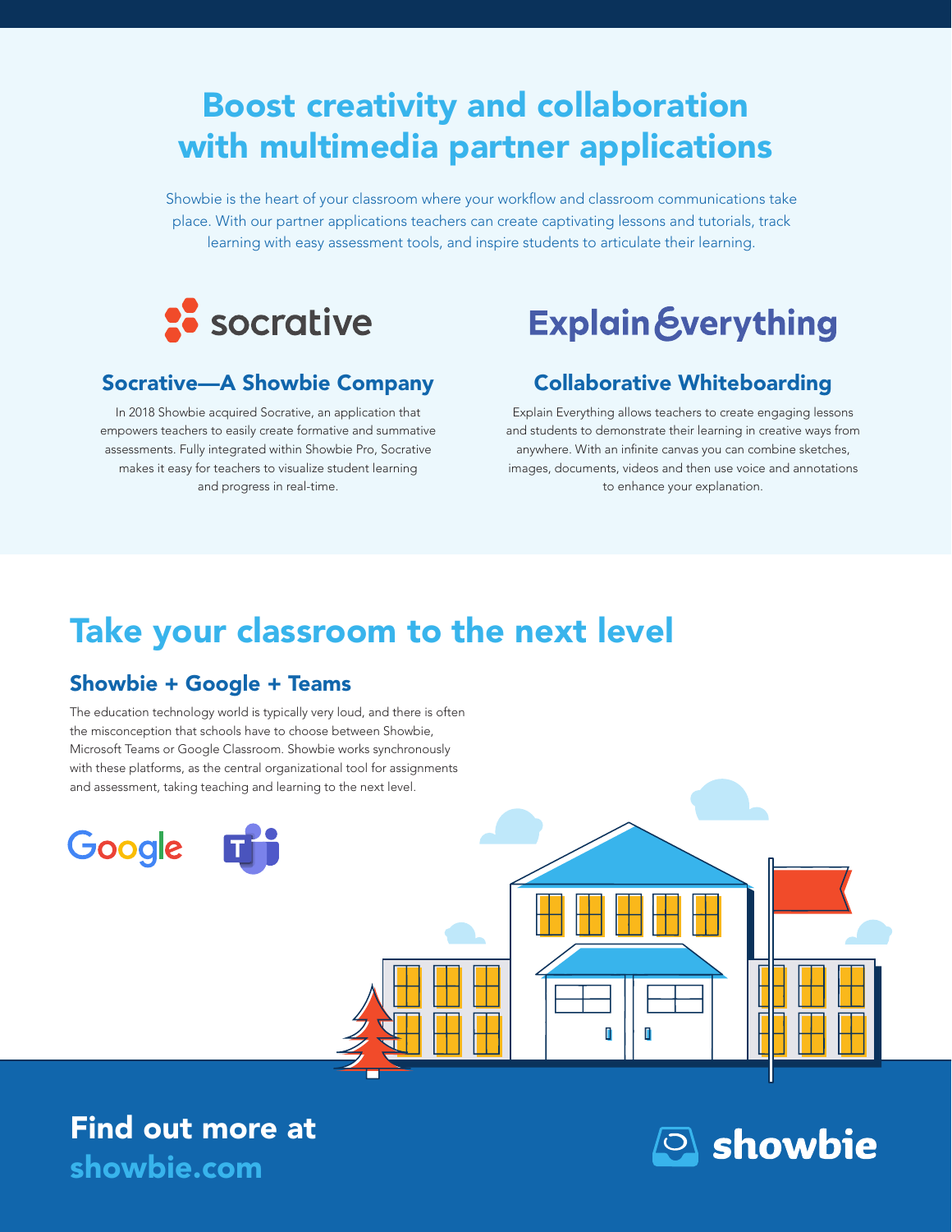# Boost creativity and collaboration with multimedia partner applications

Showbie is the heart of your classroom where your workflow and classroom communications take place. With our partner applications teachers can create captivating lessons and tutorials, track learning with easy assessment tools, and inspire students to articulate their learning.

socrative

### Socrative—A Showbie Company

In 2018 Showbie acquired Socrative, an application that empowers teachers to easily create formative and summative assessments. Fully integrated within Showbie Pro, Socrative makes it easy for teachers to visualize student learning and progress in real-time.

Explain Everything

### Collaborative Whiteboarding

Explain Everything allows teachers to create engaging lessons and students to demonstrate their learning in creative ways from anywhere. With an infinite canvas you can combine sketches, images, documents, videos and then use voice and annotations to enhance your explanation.

## Take your classroom to the next level

### Showbie + Google + Teams

The education technology world is typically very loud, and there is often the misconception that schools have to choose between Showbie, Microsoft Teams or Google Classroom. Showbie works synchronously with these platforms, as the central organizational tool for assignments and assessment, taking teaching and learning to the next level.

Google

**Find out more at showbie.com**

showbie